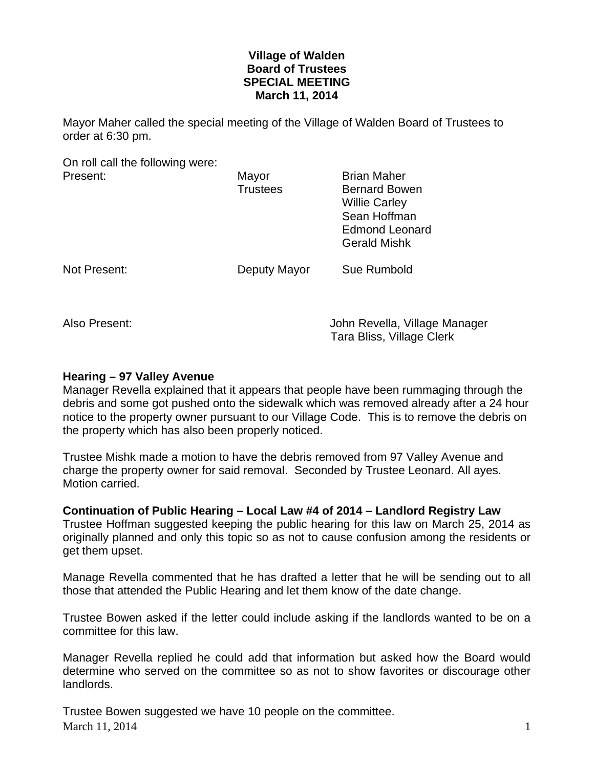**Village of Walden**
**Board of Trustees**
**SPECIAL MEETING**
**March 11, 2014**

Mayor Maher called the special meeting of the Village of Walden Board of Trustees to order at 6:30 pm.

On roll call the following were:

| | | |
|---|---|---|
| Present: | Mayor | Brian Maher |
| | Trustees | Bernard Bowen |
| | | Willie Carley |
| | | Sean Hoffman |
| | | Edmond Leonard |
| | | Gerald Mishk |
| Not Present: | Deputy Mayor | Sue Rumbold |

Also Present: John Revella, Village Manager
Tara Bliss, Village Clerk

**Hearing – 97 Valley Avenue**
Manager Revella explained that it appears that people have been rummaging through the debris and some got pushed onto the sidewalk which was removed already after a 24 hour notice to the property owner pursuant to our Village Code. This is to remove the debris on the property which has also been properly noticed.

Trustee Mishk made a motion to have the debris removed from 97 Valley Avenue and charge the property owner for said removal. Seconded by Trustee Leonard. All ayes. Motion carried.

**Continuation of Public Hearing – Local Law #4 of 2014 – Landlord Registry Law**
Trustee Hoffman suggested keeping the public hearing for this law on March 25, 2014 as originally planned and only this topic so as not to cause confusion among the residents or get them upset.

Manage Revella commented that he has drafted a letter that he will be sending out to all those that attended the Public Hearing and let them know of the date change.

Trustee Bowen asked if the letter could include asking if the landlords wanted to be on a committee for this law.

Manager Revella replied he could add that information but asked how the Board would determine who served on the committee so as not to show favorites or discourage other landlords.

Trustee Bowen suggested we have 10 people on the committee.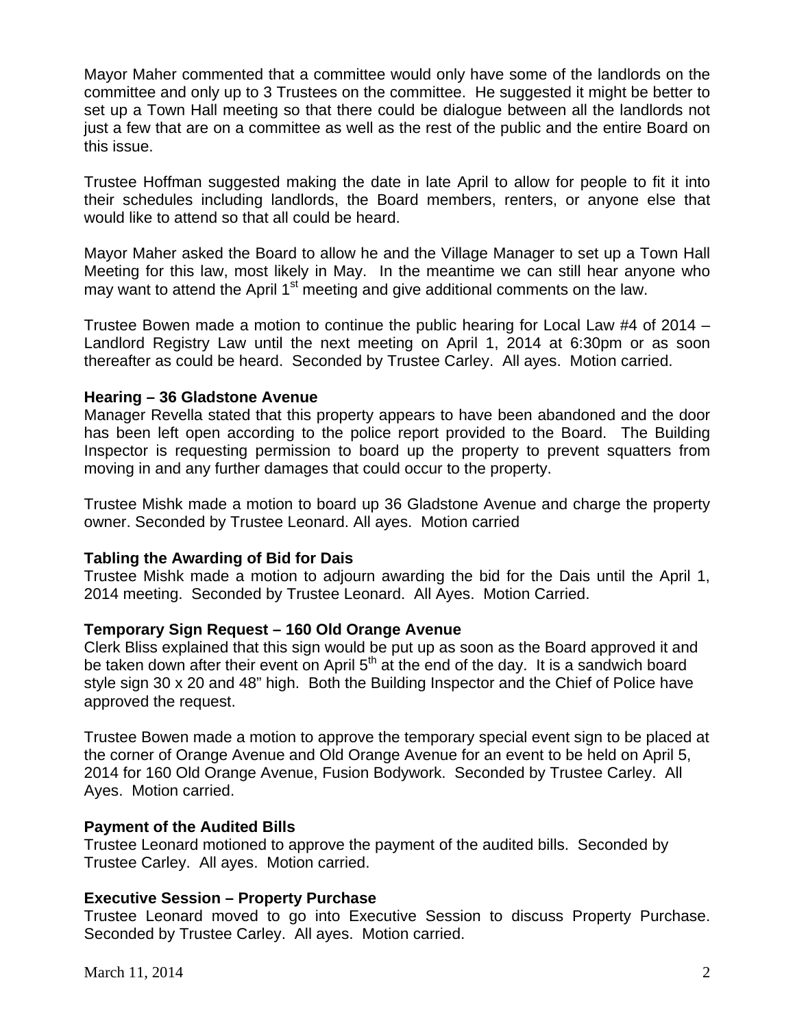Mayor Maher commented that a committee would only have some of the landlords on the committee and only up to 3 Trustees on the committee. He suggested it might be better to set up a Town Hall meeting so that there could be dialogue between all the landlords not just a few that are on a committee as well as the rest of the public and the entire Board on this issue.

Trustee Hoffman suggested making the date in late April to allow for people to fit it into their schedules including landlords, the Board members, renters, or anyone else that would like to attend so that all could be heard.

Mayor Maher asked the Board to allow he and the Village Manager to set up a Town Hall Meeting for this law, most likely in May. In the meantime we can still hear anyone who may want to attend the April 1st meeting and give additional comments on the law.

Trustee Bowen made a motion to continue the public hearing for Local Law #4 of 2014 – Landlord Registry Law until the next meeting on April 1, 2014 at 6:30pm or as soon thereafter as could be heard. Seconded by Trustee Carley. All ayes. Motion carried.

**Hearing – 36 Gladstone Avenue**
Manager Revella stated that this property appears to have been abandoned and the door has been left open according to the police report provided to the Board. The Building Inspector is requesting permission to board up the property to prevent squatters from moving in and any further damages that could occur to the property.

Trustee Mishk made a motion to board up 36 Gladstone Avenue and charge the property owner. Seconded by Trustee Leonard. All ayes. Motion carried

**Tabling the Awarding of Bid for Dais**
Trustee Mishk made a motion to adjourn awarding the bid for the Dais until the April 1, 2014 meeting. Seconded by Trustee Leonard. All Ayes. Motion Carried.

**Temporary Sign Request – 160 Old Orange Avenue**
Clerk Bliss explained that this sign would be put up as soon as the Board approved it and be taken down after their event on April 5th at the end of the day. It is a sandwich board style sign 30 x 20 and 48" high. Both the Building Inspector and the Chief of Police have approved the request.

Trustee Bowen made a motion to approve the temporary special event sign to be placed at the corner of Orange Avenue and Old Orange Avenue for an event to be held on April 5, 2014 for 160 Old Orange Avenue, Fusion Bodywork. Seconded by Trustee Carley. All Ayes. Motion carried.

**Payment of the Audited Bills**
Trustee Leonard motioned to approve the payment of the audited bills. Seconded by Trustee Carley. All ayes. Motion carried.

**Executive Session – Property Purchase**
Trustee Leonard moved to go into Executive Session to discuss Property Purchase. Seconded by Trustee Carley. All ayes. Motion carried.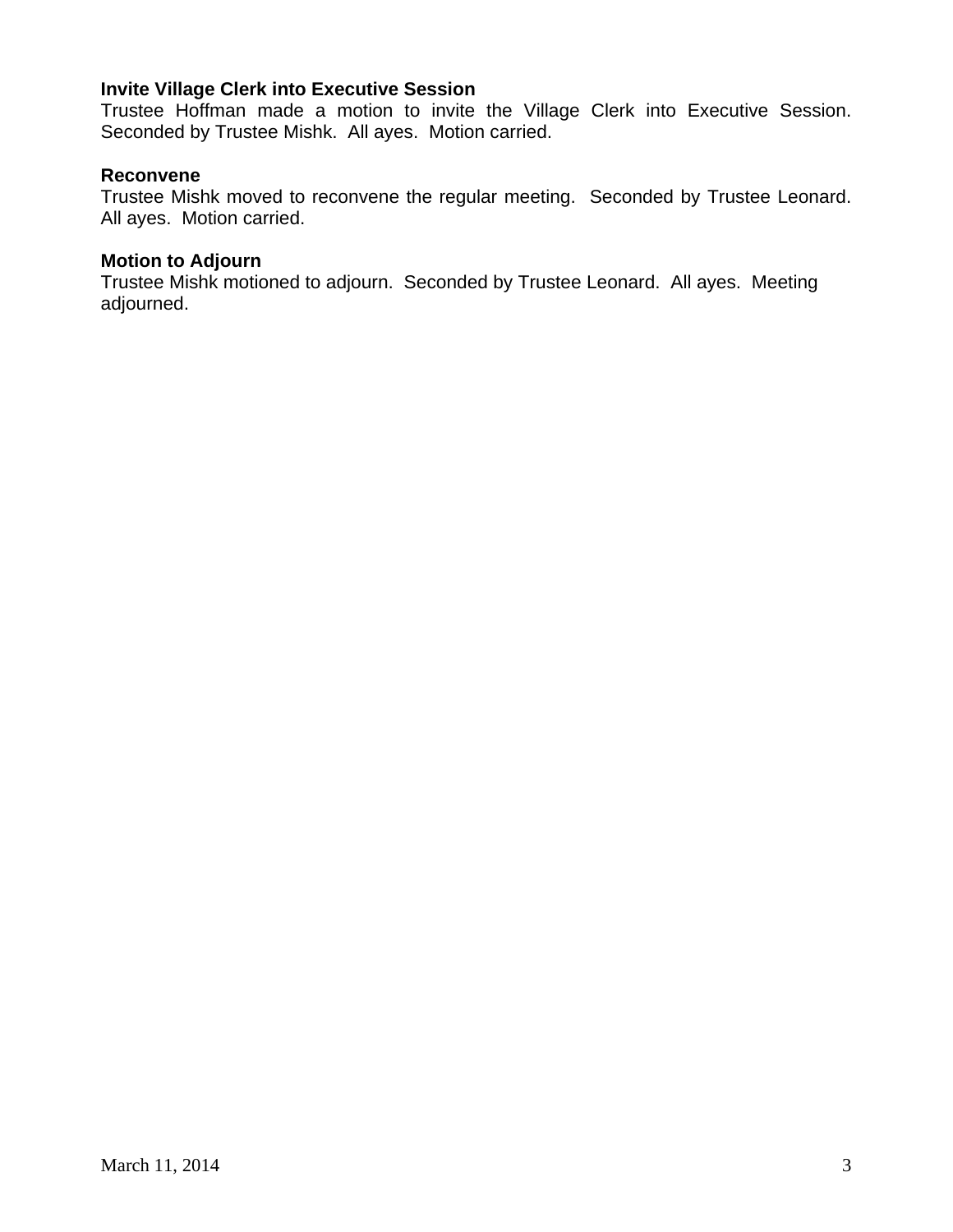**Invite Village Clerk into Executive Session**

Trustee Hoffman made a motion to invite the Village Clerk into Executive Session. Seconded by Trustee Mishk. All ayes. Motion carried.

**Reconvene**

Trustee Mishk moved to reconvene the regular meeting. Seconded by Trustee Leonard. All ayes. Motion carried.

**Motion to Adjourn**

Trustee Mishk motioned to adjourn. Seconded by Trustee Leonard. All ayes. Meeting adjourned.